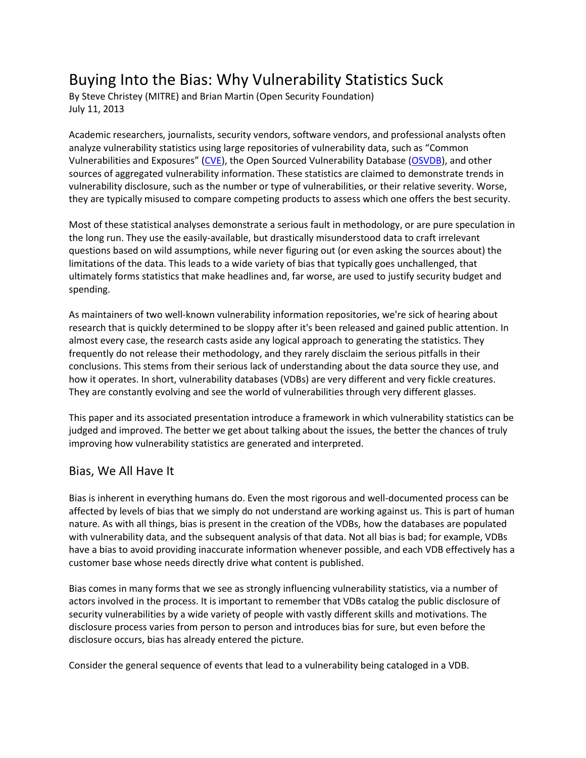# Buying Into the Bias: Why Vulnerability Statistics Suck

By Steve Christey (MITRE) and Brian Martin (Open Security Foundation)
July 11, 2013

Academic researchers, journalists, security vendors, software vendors, and professional analysts often analyze vulnerability statistics using large repositories of vulnerability data, such as "Common Vulnerabilities and Exposures" (CVE), the Open Sourced Vulnerability Database (OSVDB), and other sources of aggregated vulnerability information. These statistics are claimed to demonstrate trends in vulnerability disclosure, such as the number or type of vulnerabilities, or their relative severity. Worse, they are typically misused to compare competing products to assess which one offers the best security.

Most of these statistical analyses demonstrate a serious fault in methodology, or are pure speculation in the long run. They use the easily-available, but drastically misunderstood data to craft irrelevant questions based on wild assumptions, while never figuring out (or even asking the sources about) the limitations of the data. This leads to a wide variety of bias that typically goes unchallenged, that ultimately forms statistics that make headlines and, far worse, are used to justify security budget and spending.

As maintainers of two well-known vulnerability information repositories, we're sick of hearing about research that is quickly determined to be sloppy after it's been released and gained public attention. In almost every case, the research casts aside any logical approach to generating the statistics. They frequently do not release their methodology, and they rarely disclaim the serious pitfalls in their conclusions. This stems from their serious lack of understanding about the data source they use, and how it operates. In short, vulnerability databases (VDBs) are very different and very fickle creatures. They are constantly evolving and see the world of vulnerabilities through very different glasses.

This paper and its associated presentation introduce a framework in which vulnerability statistics can be judged and improved. The better we get about talking about the issues, the better the chances of truly improving how vulnerability statistics are generated and interpreted.

## Bias, We All Have It

Bias is inherent in everything humans do. Even the most rigorous and well-documented process can be affected by levels of bias that we simply do not understand are working against us. This is part of human nature. As with all things, bias is present in the creation of the VDBs, how the databases are populated with vulnerability data, and the subsequent analysis of that data. Not all bias is bad; for example, VDBs have a bias to avoid providing inaccurate information whenever possible, and each VDB effectively has a customer base whose needs directly drive what content is published.

Bias comes in many forms that we see as strongly influencing vulnerability statistics, via a number of actors involved in the process. It is important to remember that VDBs catalog the public disclosure of security vulnerabilities by a wide variety of people with vastly different skills and motivations. The disclosure process varies from person to person and introduces bias for sure, but even before the disclosure occurs, bias has already entered the picture.

Consider the general sequence of events that lead to a vulnerability being cataloged in a VDB.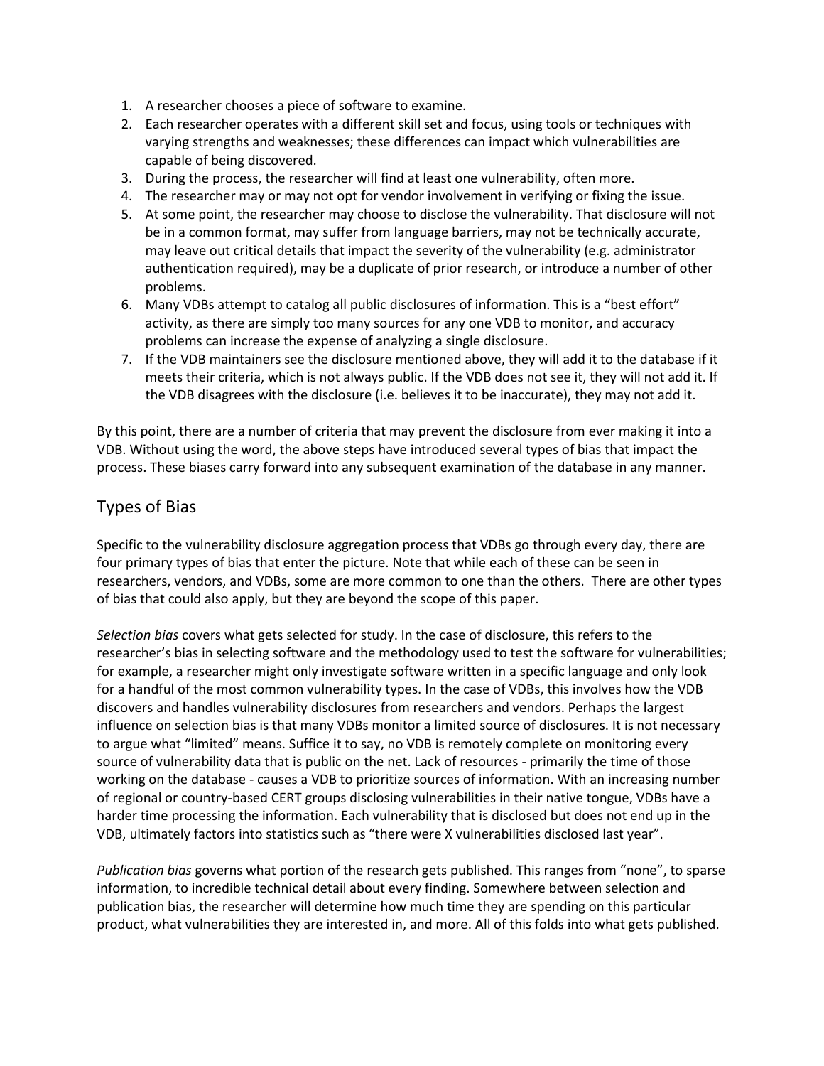1. A researcher chooses a piece of software to examine.
2. Each researcher operates with a different skill set and focus, using tools or techniques with varying strengths and weaknesses; these differences can impact which vulnerabilities are capable of being discovered.
3. During the process, the researcher will find at least one vulnerability, often more.
4. The researcher may or may not opt for vendor involvement in verifying or fixing the issue.
5. At some point, the researcher may choose to disclose the vulnerability. That disclosure will not be in a common format, may suffer from language barriers, may not be technically accurate, may leave out critical details that impact the severity of the vulnerability (e.g. administrator authentication required), may be a duplicate of prior research, or introduce a number of other problems.
6. Many VDBs attempt to catalog all public disclosures of information. This is a "best effort" activity, as there are simply too many sources for any one VDB to monitor, and accuracy problems can increase the expense of analyzing a single disclosure.
7. If the VDB maintainers see the disclosure mentioned above, they will add it to the database if it meets their criteria, which is not always public. If the VDB does not see it, they will not add it. If the VDB disagrees with the disclosure (i.e. believes it to be inaccurate), they may not add it.

By this point, there are a number of criteria that may prevent the disclosure from ever making it into a VDB. Without using the word, the above steps have introduced several types of bias that impact the process. These biases carry forward into any subsequent examination of the database in any manner.

## Types of Bias

Specific to the vulnerability disclosure aggregation process that VDBs go through every day, there are four primary types of bias that enter the picture. Note that while each of these can be seen in researchers, vendors, and VDBs, some are more common to one than the others. There are other types of bias that could also apply, but they are beyond the scope of this paper.

*Selection bias* covers what gets selected for study. In the case of disclosure, this refers to the researcher's bias in selecting software and the methodology used to test the software for vulnerabilities; for example, a researcher might only investigate software written in a specific language and only look for a handful of the most common vulnerability types. In the case of VDBs, this involves how the VDB discovers and handles vulnerability disclosures from researchers and vendors. Perhaps the largest influence on selection bias is that many VDBs monitor a limited source of disclosures. It is not necessary to argue what "limited" means. Suffice it to say, no VDB is remotely complete on monitoring every source of vulnerability data that is public on the net. Lack of resources - primarily the time of those working on the database - causes a VDB to prioritize sources of information. With an increasing number of regional or country-based CERT groups disclosing vulnerabilities in their native tongue, VDBs have a harder time processing the information. Each vulnerability that is disclosed but does not end up in the VDB, ultimately factors into statistics such as "there were X vulnerabilities disclosed last year".

*Publication bias* governs what portion of the research gets published. This ranges from "none", to sparse information, to incredible technical detail about every finding. Somewhere between selection and publication bias, the researcher will determine how much time they are spending on this particular product, what vulnerabilities they are interested in, and more. All of this folds into what gets published.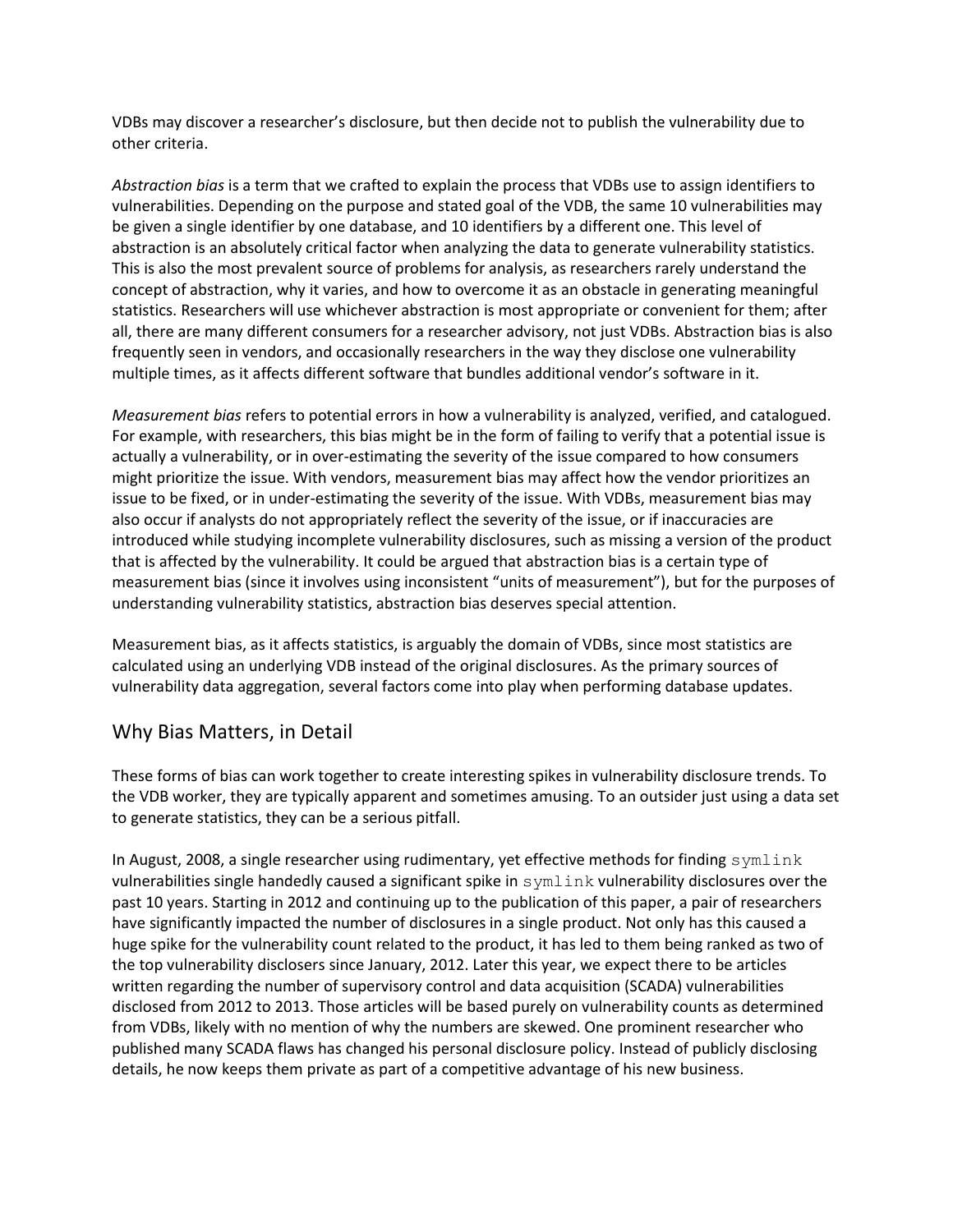VDBs may discover a researcher's disclosure, but then decide not to publish the vulnerability due to other criteria.

*Abstraction bias* is a term that we crafted to explain the process that VDBs use to assign identifiers to vulnerabilities. Depending on the purpose and stated goal of the VDB, the same 10 vulnerabilities may be given a single identifier by one database, and 10 identifiers by a different one. This level of abstraction is an absolutely critical factor when analyzing the data to generate vulnerability statistics. This is also the most prevalent source of problems for analysis, as researchers rarely understand the concept of abstraction, why it varies, and how to overcome it as an obstacle in generating meaningful statistics. Researchers will use whichever abstraction is most appropriate or convenient for them; after all, there are many different consumers for a researcher advisory, not just VDBs. Abstraction bias is also frequently seen in vendors, and occasionally researchers in the way they disclose one vulnerability multiple times, as it affects different software that bundles additional vendor's software in it.

*Measurement bias* refers to potential errors in how a vulnerability is analyzed, verified, and catalogued. For example, with researchers, this bias might be in the form of failing to verify that a potential issue is actually a vulnerability, or in over-estimating the severity of the issue compared to how consumers might prioritize the issue. With vendors, measurement bias may affect how the vendor prioritizes an issue to be fixed, or in under-estimating the severity of the issue. With VDBs, measurement bias may also occur if analysts do not appropriately reflect the severity of the issue, or if inaccuracies are introduced while studying incomplete vulnerability disclosures, such as missing a version of the product that is affected by the vulnerability. It could be argued that abstraction bias is a certain type of measurement bias (since it involves using inconsistent "units of measurement"), but for the purposes of understanding vulnerability statistics, abstraction bias deserves special attention.

Measurement bias, as it affects statistics, is arguably the domain of VDBs, since most statistics are calculated using an underlying VDB instead of the original disclosures. As the primary sources of vulnerability data aggregation, several factors come into play when performing database updates.

## Why Bias Matters, in Detail

These forms of bias can work together to create interesting spikes in vulnerability disclosure trends. To the VDB worker, they are typically apparent and sometimes amusing. To an outsider just using a data set to generate statistics, they can be a serious pitfall.

In August, 2008, a single researcher using rudimentary, yet effective methods for finding `symlink` vulnerabilities single handedly caused a significant spike in `symlink` vulnerability disclosures over the past 10 years. Starting in 2012 and continuing up to the publication of this paper, a pair of researchers have significantly impacted the number of disclosures in a single product. Not only has this caused a huge spike for the vulnerability count related to the product, it has led to them being ranked as two of the top vulnerability disclosers since January, 2012. Later this year, we expect there to be articles written regarding the number of supervisory control and data acquisition (SCADA) vulnerabilities disclosed from 2012 to 2013. Those articles will be based purely on vulnerability counts as determined from VDBs, likely with no mention of why the numbers are skewed. One prominent researcher who published many SCADA flaws has changed his personal disclosure policy. Instead of publicly disclosing details, he now keeps them private as part of a competitive advantage of his new business.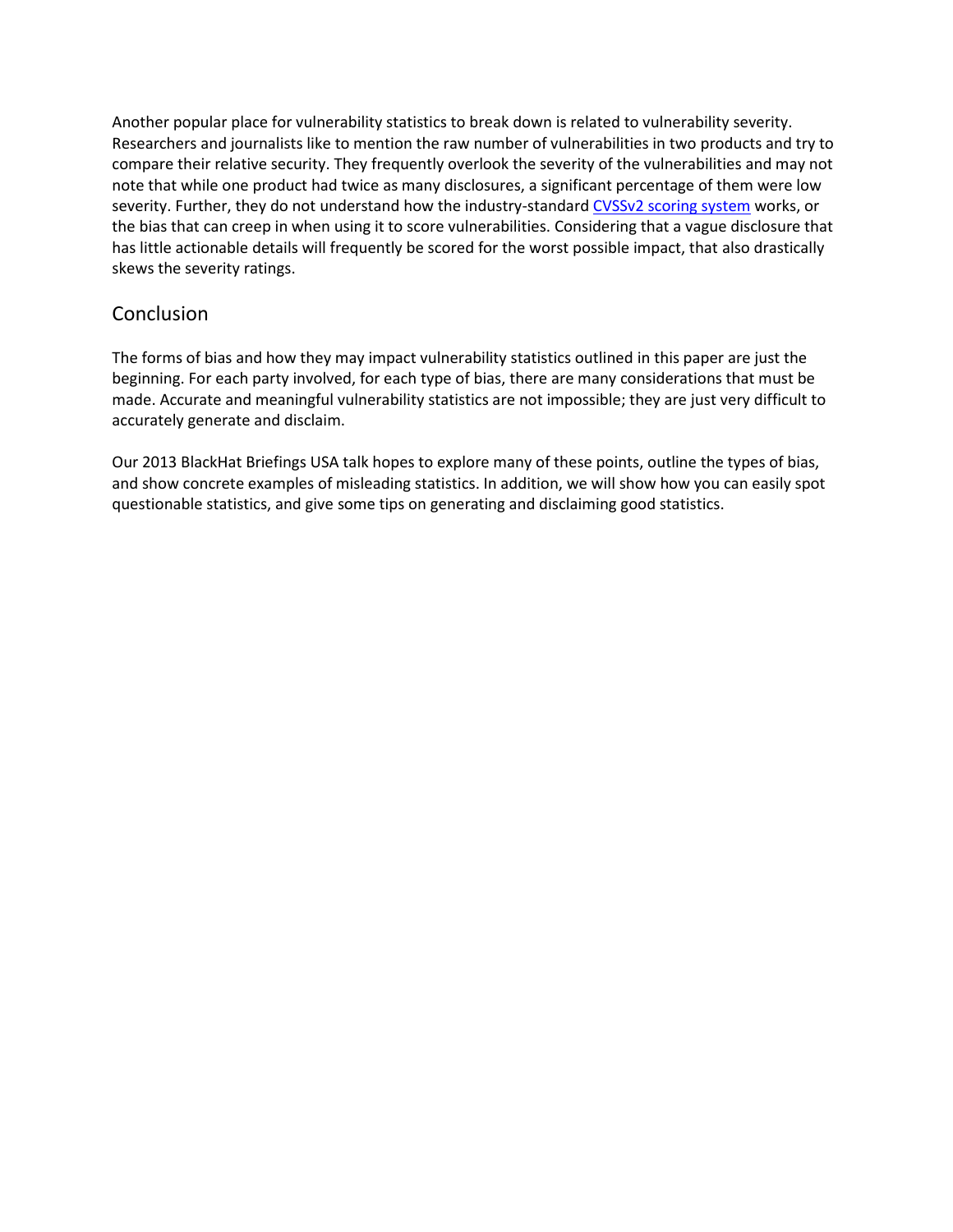Another popular place for vulnerability statistics to break down is related to vulnerability severity. Researchers and journalists like to mention the raw number of vulnerabilities in two products and try to compare their relative security. They frequently overlook the severity of the vulnerabilities and may not note that while one product had twice as many disclosures, a significant percentage of them were low severity. Further, they do not understand how the industry-standard CVSSv2 scoring system works, or the bias that can creep in when using it to score vulnerabilities. Considering that a vague disclosure that has little actionable details will frequently be scored for the worst possible impact, that also drastically skews the severity ratings.

## Conclusion

The forms of bias and how they may impact vulnerability statistics outlined in this paper are just the beginning. For each party involved, for each type of bias, there are many considerations that must be made. Accurate and meaningful vulnerability statistics are not impossible; they are just very difficult to accurately generate and disclaim.

Our 2013 BlackHat Briefings USA talk hopes to explore many of these points, outline the types of bias, and show concrete examples of misleading statistics. In addition, we will show how you can easily spot questionable statistics, and give some tips on generating and disclaiming good statistics.